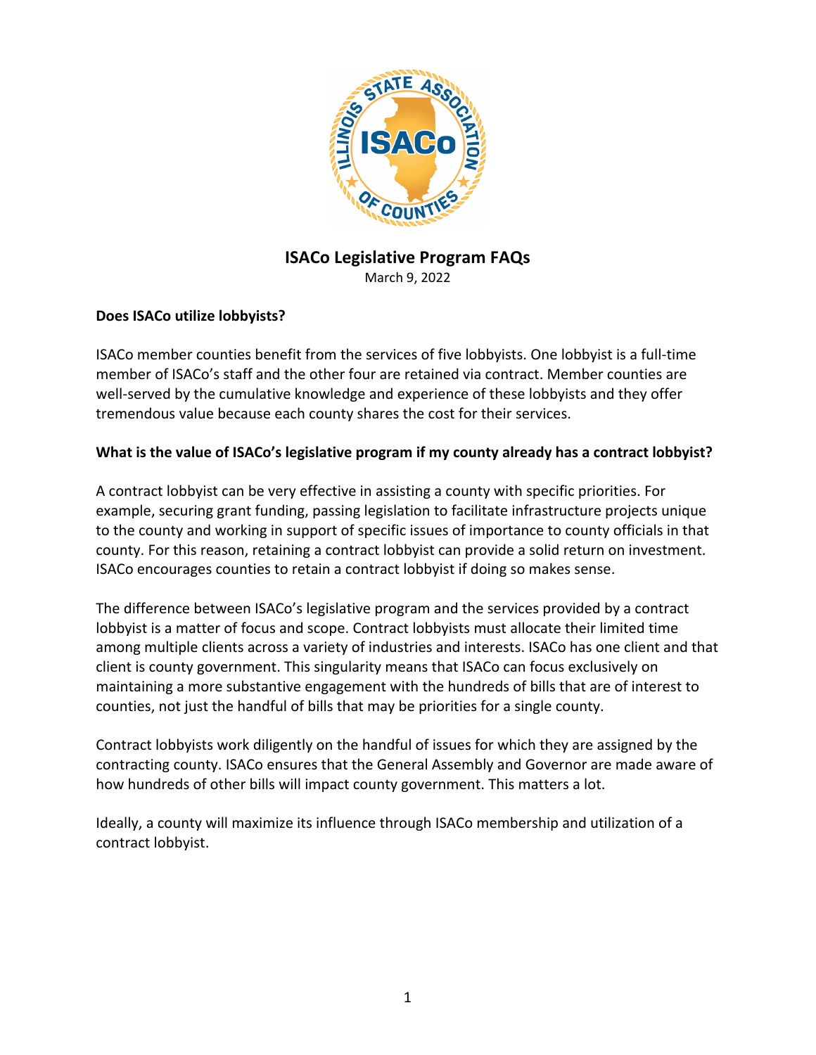# ISACo Legislative Program FAQs

March 9, 2022

**Does ISACo utilize lobbyists?**

ISACo member counties benefit from the services of five lobbyists. One lobbyist is a full-time member of ISACo's staff and the other four are retained via contract. Member counties are well-served by the cumulative knowledge and experience of these lobbyists and they offer tremendous value because each county shares the cost for their services.

**What is the value of ISACo's legislative program if my county already has a contract lobbyist?**

A contract lobbyist can be very effective in assisting a county with specific priorities. For example, securing grant funding, passing legislation to facilitate infrastructure projects unique to the county and working in support of specific issues of importance to county officials in that county. For this reason, retaining a contract lobbyist can provide a solid return on investment. ISACo encourages counties to retain a contract lobbyist if doing so makes sense.

The difference between ISACo's legislative program and the services provided by a contract lobbyist is a matter of focus and scope. Contract lobbyists must allocate their limited time among multiple clients across a variety of industries and interests. ISACo has one client and that client is county government. This singularity means that ISACo can focus exclusively on maintaining a more substantive engagement with the hundreds of bills that are of interest to counties, not just the handful of bills that may be priorities for a single county.

Contract lobbyists work diligently on the handful of issues for which they are assigned by the contracting county. ISACo ensures that the General Assembly and Governor are made aware of how hundreds of other bills will impact county government. This matters a lot.

Ideally, a county will maximize its influence through ISACo membership and utilization of a contract lobbyist.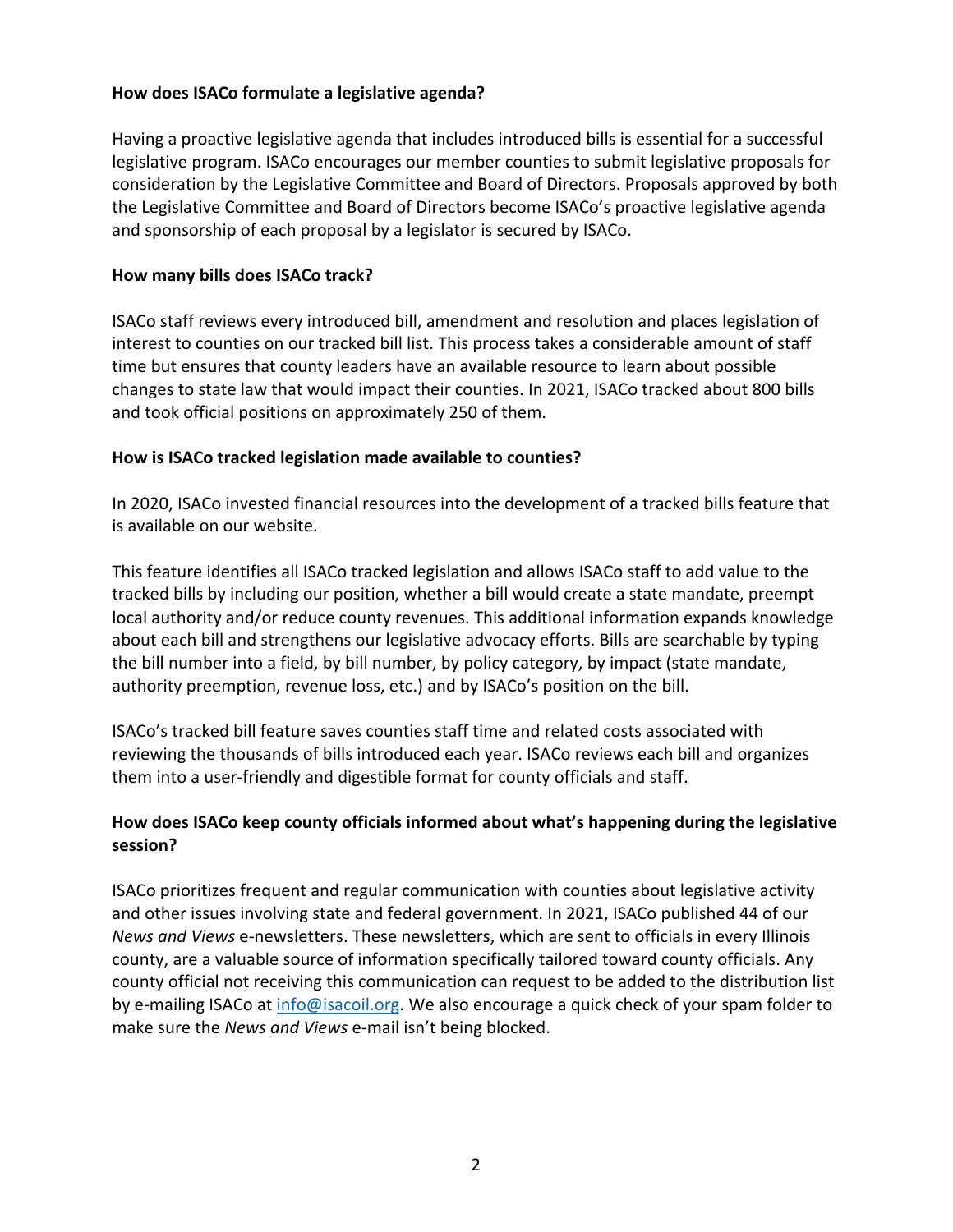**How does ISACo formulate a legislative agenda?**

Having a proactive legislative agenda that includes introduced bills is essential for a successful legislative program. ISACo encourages our member counties to submit legislative proposals for consideration by the Legislative Committee and Board of Directors. Proposals approved by both the Legislative Committee and Board of Directors become ISACo's proactive legislative agenda and sponsorship of each proposal by a legislator is secured by ISACo.

**How many bills does ISACo track?**

ISACo staff reviews every introduced bill, amendment and resolution and places legislation of interest to counties on our tracked bill list. This process takes a considerable amount of staff time but ensures that county leaders have an available resource to learn about possible changes to state law that would impact their counties. In 2021, ISACo tracked about 800 bills and took official positions on approximately 250 of them.

**How is ISACo tracked legislation made available to counties?**

In 2020, ISACo invested financial resources into the development of a tracked bills feature that is available on our website.

This feature identifies all ISACo tracked legislation and allows ISACo staff to add value to the tracked bills by including our position, whether a bill would create a state mandate, preempt local authority and/or reduce county revenues. This additional information expands knowledge about each bill and strengthens our legislative advocacy efforts. Bills are searchable by typing the bill number into a field, by bill number, by policy category, by impact (state mandate, authority preemption, revenue loss, etc.) and by ISACo's position on the bill.

ISACo's tracked bill feature saves counties staff time and related costs associated with reviewing the thousands of bills introduced each year. ISACo reviews each bill and organizes them into a user-friendly and digestible format for county officials and staff.

**How does ISACo keep county officials informed about what's happening during the legislative session?**

ISACo prioritizes frequent and regular communication with counties about legislative activity and other issues involving state and federal government. In 2021, ISACo published 44 of our *News and Views* e-newsletters. These newsletters, which are sent to officials in every Illinois county, are a valuable source of information specifically tailored toward county officials. Any county official not receiving this communication can request to be added to the distribution list by e-mailing ISACo at [info@isacoil.org](mailto:info@isacoil.org). We also encourage a quick check of your spam folder to make sure the *News and Views* e-mail isn't being blocked.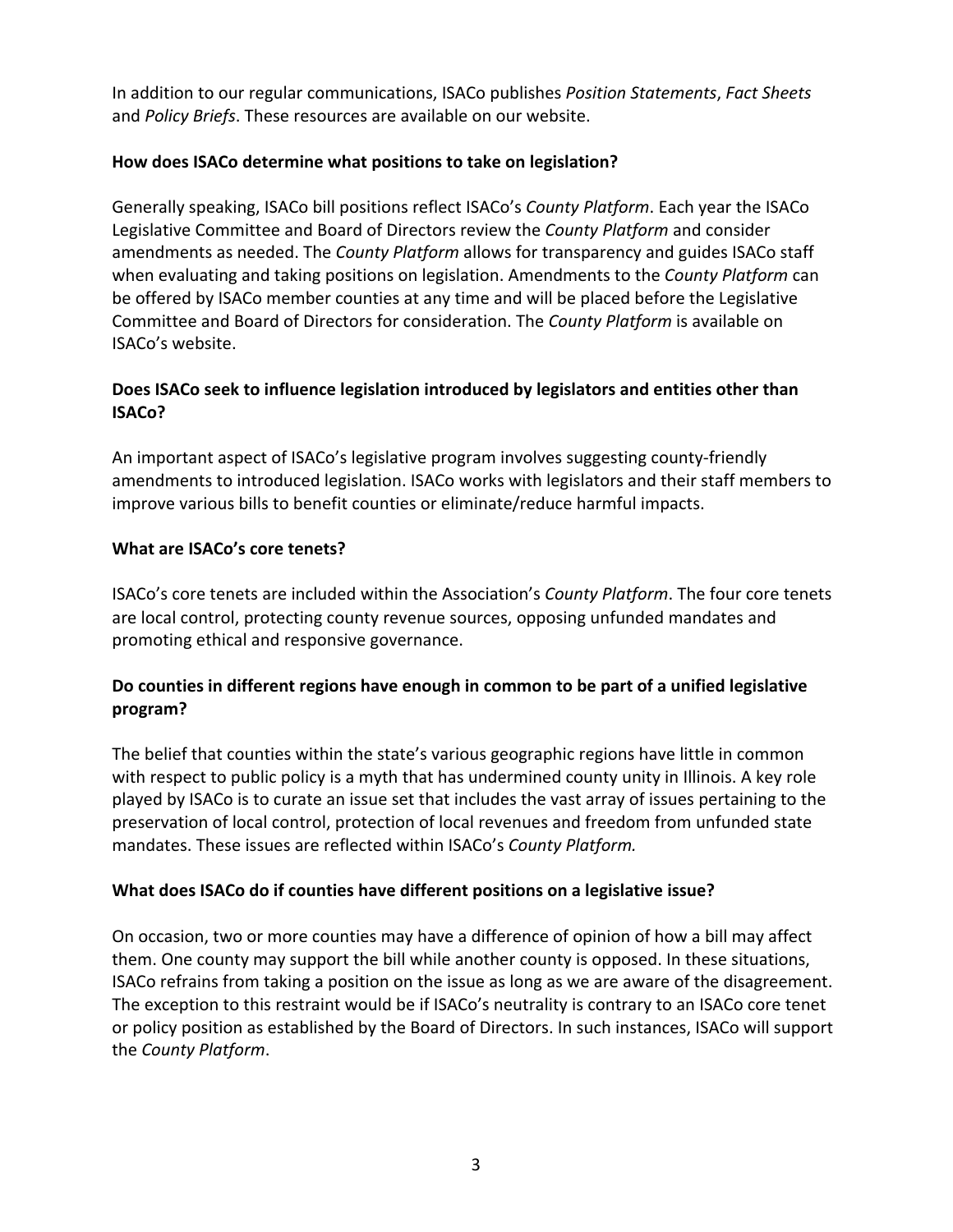In addition to our regular communications, ISACo publishes *Position Statements*, *Fact Sheets* and *Policy Briefs*. These resources are available on our website.

**How does ISACo determine what positions to take on legislation?**

Generally speaking, ISACo bill positions reflect ISACo's *County Platform*. Each year the ISACo Legislative Committee and Board of Directors review the *County Platform* and consider amendments as needed. The *County Platform* allows for transparency and guides ISACo staff when evaluating and taking positions on legislation. Amendments to the *County Platform* can be offered by ISACo member counties at any time and will be placed before the Legislative Committee and Board of Directors for consideration. The *County Platform* is available on ISACo's website.

**Does ISACo seek to influence legislation introduced by legislators and entities other than ISACo?**

An important aspect of ISACo's legislative program involves suggesting county-friendly amendments to introduced legislation. ISACo works with legislators and their staff members to improve various bills to benefit counties or eliminate/reduce harmful impacts.

**What are ISACo's core tenets?**

ISACo's core tenets are included within the Association's *County Platform*. The four core tenets are local control, protecting county revenue sources, opposing unfunded mandates and promoting ethical and responsive governance.

**Do counties in different regions have enough in common to be part of a unified legislative program?**

The belief that counties within the state's various geographic regions have little in common with respect to public policy is a myth that has undermined county unity in Illinois. A key role played by ISACo is to curate an issue set that includes the vast array of issues pertaining to the preservation of local control, protection of local revenues and freedom from unfunded state mandates. These issues are reflected within ISACo's *County Platform.*

**What does ISACo do if counties have different positions on a legislative issue?**

On occasion, two or more counties may have a difference of opinion of how a bill may affect them. One county may support the bill while another county is opposed. In these situations, ISACo refrains from taking a position on the issue as long as we are aware of the disagreement. The exception to this restraint would be if ISACo's neutrality is contrary to an ISACo core tenet or policy position as established by the Board of Directors. In such instances, ISACo will support the *County Platform*.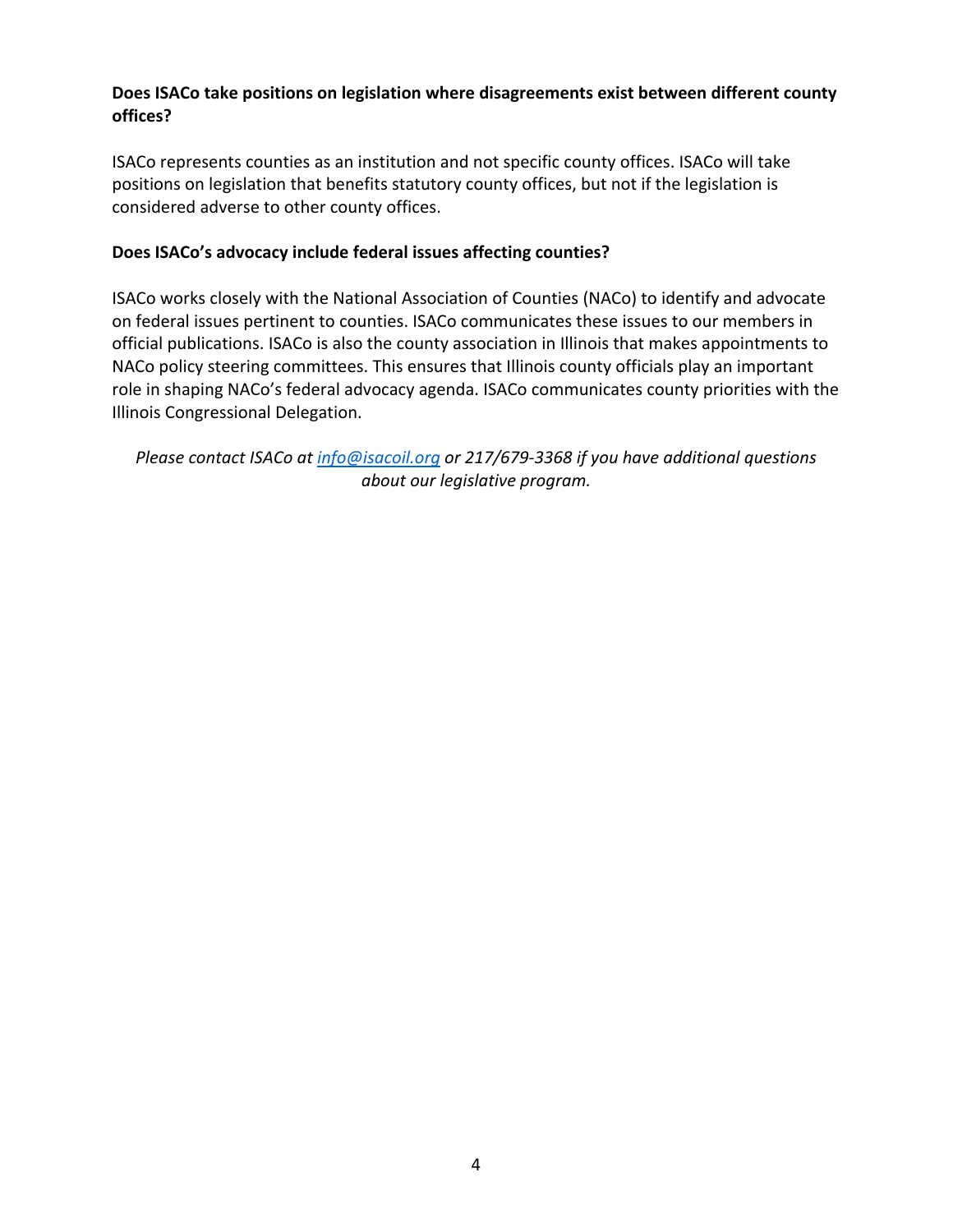**Does ISACo take positions on legislation where disagreements exist between different county offices?**

ISACo represents counties as an institution and not specific county offices. ISACo will take positions on legislation that benefits statutory county offices, but not if the legislation is considered adverse to other county offices.

**Does ISACo's advocacy include federal issues affecting counties?**

ISACo works closely with the National Association of Counties (NACo) to identify and advocate on federal issues pertinent to counties. ISACo communicates these issues to our members in official publications. ISACo is also the county association in Illinois that makes appointments to NACo policy steering committees. This ensures that Illinois county officials play an important role in shaping NACo's federal advocacy agenda. ISACo communicates county priorities with the Illinois Congressional Delegation.

*Please contact ISACo at [info@isacoil.org](mailto:info@isacoil.org) or 217/679-3368 if you have additional questions about our legislative program.*